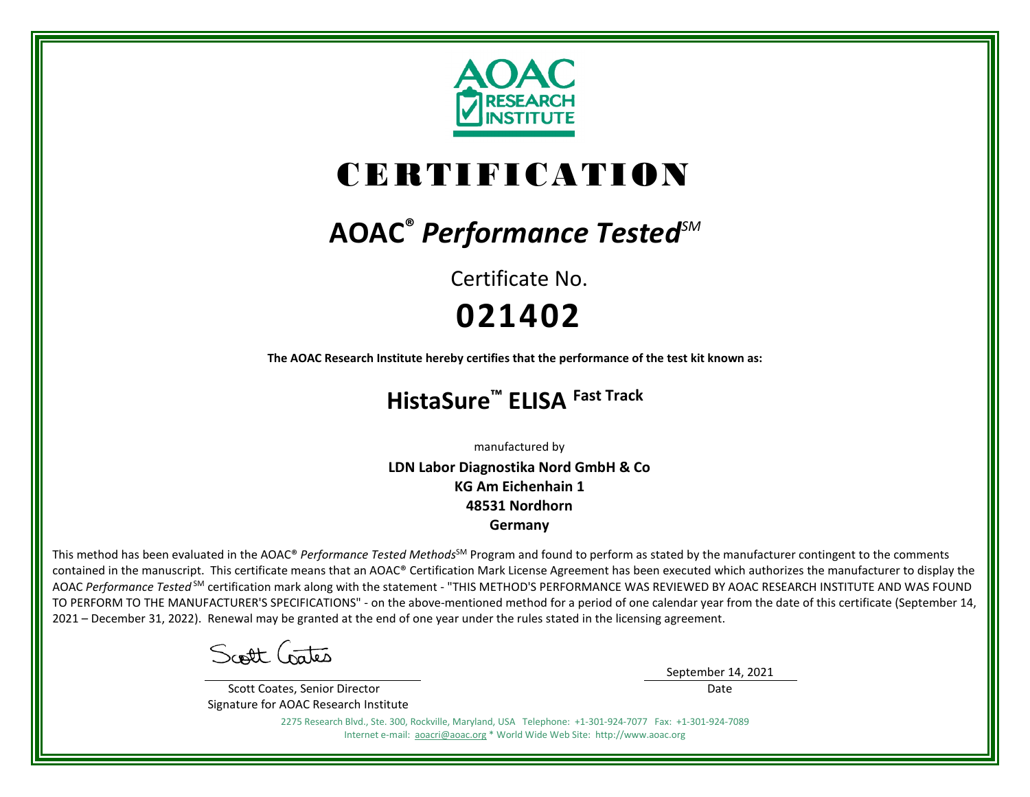AOAC RESEARCH INSTITUTE

# CERTIFICATION

## AOAC® *Performance Tested*SM

Certificate No.

# 021402

**The AOAC Research Institute hereby certifies that the performance of the test kit known as:**

## HistaSure™ ELISA Fast Track

manufactured by

**LDN Labor Diagnostika Nord GmbH & Co**
**KG Am Eichenhain 1**
**48531 Nordhorn**
**Germany**

This method has been evaluated in the AOAC® *Performance Tested Methods*SM Program and found to perform as stated by the manufacturer contingent to the comments contained in the manuscript. This certificate means that an AOAC® Certification Mark License Agreement has been executed which authorizes the manufacturer to display the AOAC *Performance Tested*SM certification mark along with the statement - "THIS METHOD'S PERFORMANCE WAS REVIEWED BY AOAC RESEARCH INSTITUTE AND WAS FOUND TO PERFORM TO THE MANUFACTURER'S SPECIFICATIONS" - on the above-mentioned method for a period of one calendar year from the date of this certificate (September 14, 2021 – December 31, 2022). Renewal may be granted at the end of one year under the rules stated in the licensing agreement.

Scott Coates

Scott Coates, Senior Director
Signature for AOAC Research Institute

September 14, 2021
Date

2275 Research Blvd., Ste. 300, Rockville, Maryland, USA Telephone: +1-301-924-7077 Fax: +1-301-924-7089
Internet e-mail: aoacri@aoac.org * World Wide Web Site: http://www.aoac.org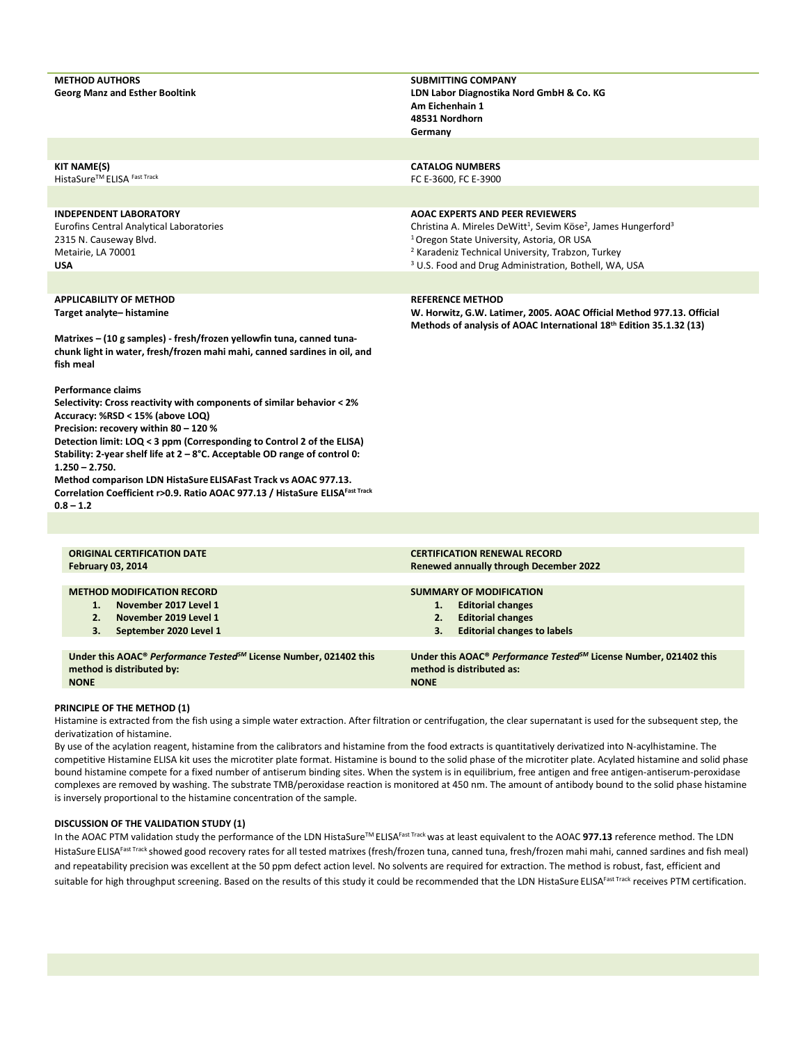| METHOD AUTHORS | SUBMITTING COMPANY |
|---|---|
| **Georg Manz and Esther Booltink** | **LDN Labor Diagnostika Nord GmbH & Co. KG**<br>**Am Eichenhain 1**<br>**48531 Nordhorn**<br>**Germany** |

| KIT NAME(S) | CATALOG NUMBERS |
|---|---|
| HistaSure™ ELISA Fast Track | FC E-3600, FC E-3900 |

| INDEPENDENT LABORATORY | AOAC EXPERTS AND PEER REVIEWERS |
|---|---|
| Eurofins Central Analytical Laboratories<br>2315 N. Causeway Blvd.<br>Metairie, LA 70001<br>**USA** | Christina A. Mireles DeWitt[1], Sevim Köse[2], James Hungerford[3]<br>[1] Oregon State University, Astoria, OR USA<br>[2] Karadeniz Technical University, Trabzon, Turkey<br>[3] U.S. Food and Drug Administration, Bothell, WA, USA |

**APPLICABILITY OF METHOD**
**Target analyte– histamine**

**Matrixes – (10 g samples) - fresh/frozen yellowfin tuna, canned tuna-chunk light in water, fresh/frozen mahi mahi, canned sardines in oil, and fish meal**

**Performance claims**
**Selectivity: Cross reactivity with components of similar behavior < 2%**
**Accuracy: %RSD < 15% (above LOQ)**
**Precision: recovery within 80 – 120 %**
**Detection limit: LOQ < 3 ppm (Corresponding to Control 2 of the ELISA)**
**Stability: 2-year shelf life at 2 – 8°C. Acceptable OD range of control 0: 1.250 – 2.750.**
**Method comparison LDN HistaSure ELISAFast Track vs AOAC 977.13. Correlation Coefficient r>0.9. Ratio AOAC 977.13 / HistaSure ELISA Fast Track 0.8 – 1.2**

**REFERENCE METHOD**
**W. Horwitz, G.W. Latimer, 2005. AOAC Official Method 977.13. Official Methods of analysis of AOAC International 18th Edition 35.1.32 (13)**

| ORIGINAL CERTIFICATION DATE | CERTIFICATION RENEWAL RECORD |
|---|---|
| **February 03, 2014** | **Renewed annually through December 2022** |

| METHOD MODIFICATION RECORD | SUMMARY OF MODIFICATION |
|---|---|
| **1. November 2017 Level 1** | **1. Editorial changes** |
| **2. November 2019 Level 1** | **2. Editorial changes** |
| **3. September 2020 Level 1** | **3. Editorial changes to labels** |

| Under this AOAC® *Performance Tested*SM License Number, 021402 this method is distributed by: | Under this AOAC® *Performance Tested*SM License Number, 021402 this method is distributed as: |
|---|---|
| **NONE** | **NONE** |

## PRINCIPLE OF THE METHOD (1)

Histamine is extracted from the fish using a simple water extraction. After filtration or centrifugation, the clear supernatant is used for the subsequent step, the derivatization of histamine.

By use of the acylation reagent, histamine from the calibrators and histamine from the food extracts is quantitatively derivatized into N-acylhistamine. The competitive Histamine ELISA kit uses the microtiter plate format. Histamine is bound to the solid phase of the microtiter plate. Acylated histamine and solid phase bound histamine compete for a fixed number of antiserum binding sites. When the system is in equilibrium, free antigen and free antigen-antiserum-peroxidase complexes are removed by washing. The substrate TMB/peroxidase reaction is monitored at 450 nm. The amount of antibody bound to the solid phase histamine is inversely proportional to the histamine concentration of the sample.

## DISCUSSION OF THE VALIDATION STUDY (1)

In the AOAC PTM validation study the performance of the LDN HistaSure™ ELISA Fast Track was at least equivalent to the AOAC **977.13** reference method. The LDN HistaSure ELISA Fast Track showed good recovery rates for all tested matrixes (fresh/frozen tuna, canned tuna, fresh/frozen mahi mahi, canned sardines and fish meal) and repeatability precision was excellent at the 50 ppm defect action level. No solvents are required for extraction. The method is robust, fast, efficient and suitable for high throughput screening. Based on the results of this study it could be recommended that the LDN HistaSure ELISA Fast Track receives PTM certification.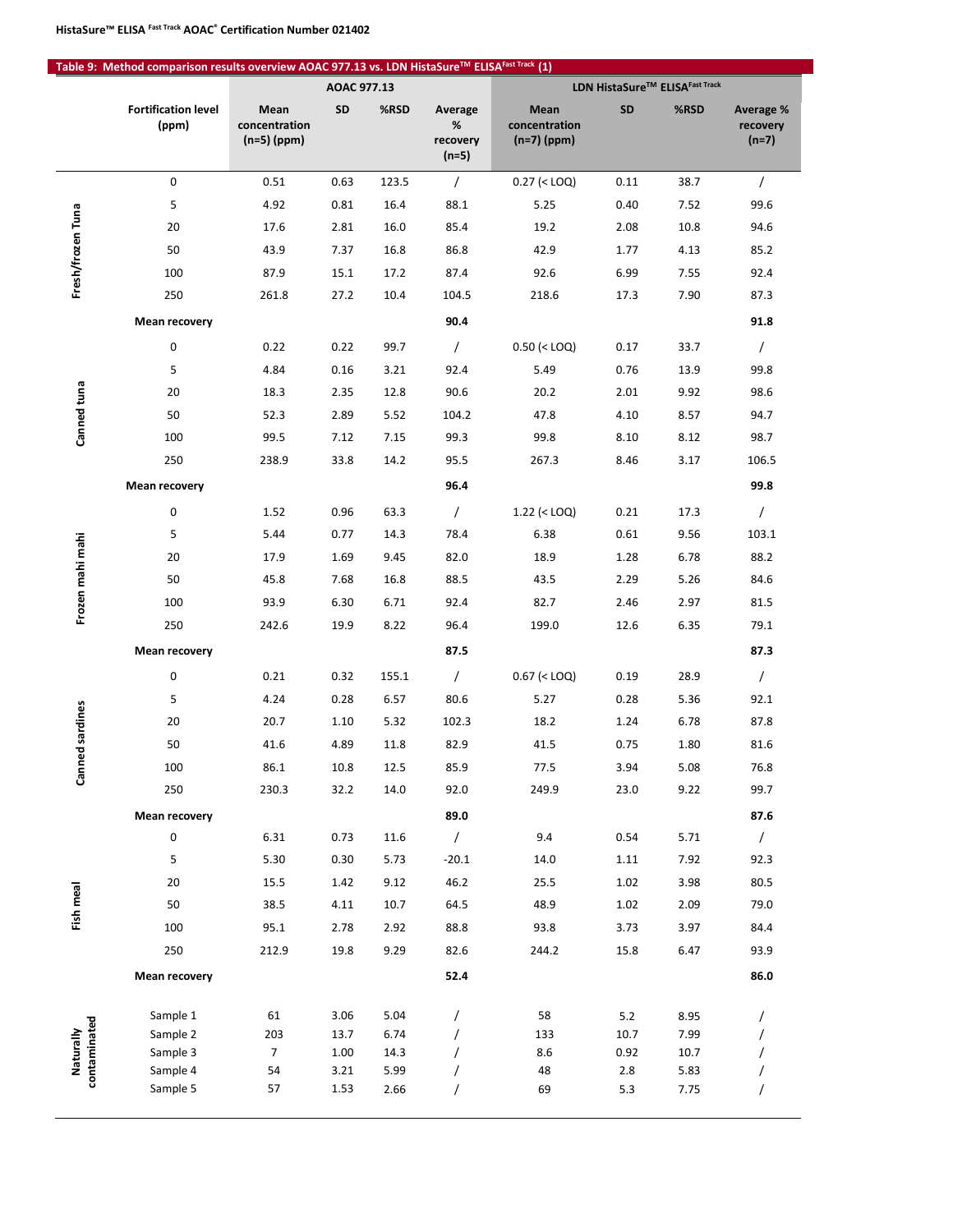**Table 9: Method comparison results overview AOAC 977.13 vs. LDN HistaSure™ ELISA$^{Fast\ Track}$ (1)**

| | Fortification level (ppm) | AOAC 977.13 | | | | LDN HistaSure™ ELISA$^{Fast\ Track}$ | | | |
|---|---|---|---|---|---|---|---|---|---|
| | | Mean concentration (n=5) (ppm) | SD | %RSD | Average % recovery (n=5) | Mean concentration (n=7) (ppm) | SD | %RSD | Average % recovery (n=7) |
| Fresh/frozen Tuna | 0 | 0.51 | 0.63 | 123.5 | / | 0.27 (< LOQ) | 0.11 | 38.7 | / |
| | 5 | 4.92 | 0.81 | 16.4 | 88.1 | 5.25 | 0.40 | 7.52 | 99.6 |
| | 20 | 17.6 | 2.81 | 16.0 | 85.4 | 19.2 | 2.08 | 10.8 | 94.6 |
| | 50 | 43.9 | 7.37 | 16.8 | 86.8 | 42.9 | 1.77 | 4.13 | 85.2 |
| | 100 | 87.9 | 15.1 | 17.2 | 87.4 | 92.6 | 6.99 | 7.55 | 92.4 |
| | 250 | 261.8 | 27.2 | 10.4 | 104.5 | 218.6 | 17.3 | 7.90 | 87.3 |
| | **Mean recovery** | | | | **90.4** | | | | **91.8** |
| Canned tuna | 0 | 0.22 | 0.22 | 99.7 | / | 0.50 (< LOQ) | 0.17 | 33.7 | / |
| | 5 | 4.84 | 0.16 | 3.21 | 92.4 | 5.49 | 0.76 | 13.9 | 99.8 |
| | 20 | 18.3 | 2.35 | 12.8 | 90.6 | 20.2 | 2.01 | 9.92 | 98.6 |
| | 50 | 52.3 | 2.89 | 5.52 | 104.2 | 47.8 | 4.10 | 8.57 | 94.7 |
| | 100 | 99.5 | 7.12 | 7.15 | 99.3 | 99.8 | 8.10 | 8.12 | 98.7 |
| | 250 | 238.9 | 33.8 | 14.2 | 95.5 | 267.3 | 8.46 | 3.17 | 106.5 |
| | **Mean recovery** | | | | **96.4** | | | | **99.8** |
| Frozen mahi mahi | 0 | 1.52 | 0.96 | 63.3 | / | 1.22 (< LOQ) | 0.21 | 17.3 | / |
| | 5 | 5.44 | 0.77 | 14.3 | 78.4 | 6.38 | 0.61 | 9.56 | 103.1 |
| | 20 | 17.9 | 1.69 | 9.45 | 82.0 | 18.9 | 1.28 | 6.78 | 88.2 |
| | 50 | 45.8 | 7.68 | 16.8 | 88.5 | 43.5 | 2.29 | 5.26 | 84.6 |
| | 100 | 93.9 | 6.30 | 6.71 | 92.4 | 82.7 | 2.46 | 2.97 | 81.5 |
| | 250 | 242.6 | 19.9 | 8.22 | 96.4 | 199.0 | 12.6 | 6.35 | 79.1 |
| | **Mean recovery** | | | | **87.5** | | | | **87.3** |
| Canned sardines | 0 | 0.21 | 0.32 | 155.1 | / | 0.67 (< LOQ) | 0.19 | 28.9 | / |
| | 5 | 4.24 | 0.28 | 6.57 | 80.6 | 5.27 | 0.28 | 5.36 | 92.1 |
| | 20 | 20.7 | 1.10 | 5.32 | 102.3 | 18.2 | 1.24 | 6.78 | 87.8 |
| | 50 | 41.6 | 4.89 | 11.8 | 82.9 | 41.5 | 0.75 | 1.80 | 81.6 |
| | 100 | 86.1 | 10.8 | 12.5 | 85.9 | 77.5 | 3.94 | 5.08 | 76.8 |
| | 250 | 230.3 | 32.2 | 14.0 | 92.0 | 249.9 | 23.0 | 9.22 | 99.7 |
| | **Mean recovery** | | | | **89.0** | | | | **87.6** |
| Fish meal | 0 | 6.31 | 0.73 | 11.6 | / | 9.4 | 0.54 | 5.71 | / |
| | 5 | 5.30 | 0.30 | 5.73 | -20.1 | 14.0 | 1.11 | 7.92 | 92.3 |
| | 20 | 15.5 | 1.42 | 9.12 | 46.2 | 25.5 | 1.02 | 3.98 | 80.5 |
| | 50 | 38.5 | 4.11 | 10.7 | 64.5 | 48.9 | 1.02 | 2.09 | 79.0 |
| | 100 | 95.1 | 2.78 | 2.92 | 88.8 | 93.8 | 3.73 | 3.97 | 84.4 |
| | 250 | 212.9 | 19.8 | 9.29 | 82.6 | 244.2 | 15.8 | 6.47 | 93.9 |
| | **Mean recovery** | | | | **52.4** | | | | **86.0** |
| Naturally contaminated | Sample 1 | 61 | 3.06 | 5.04 | / | 58 | 5.2 | 8.95 | / |
| | Sample 2 | 203 | 13.7 | 6.74 | / | 133 | 10.7 | 7.99 | / |
| | Sample 3 | 7 | 1.00 | 14.3 | / | 8.6 | 0.92 | 10.7 | / |
| | Sample 4 | 54 | 3.21 | 5.99 | / | 48 | 2.8 | 5.83 | / |
| | Sample 5 | 57 | 1.53 | 2.66 | / | 69 | 5.3 | 7.75 | / |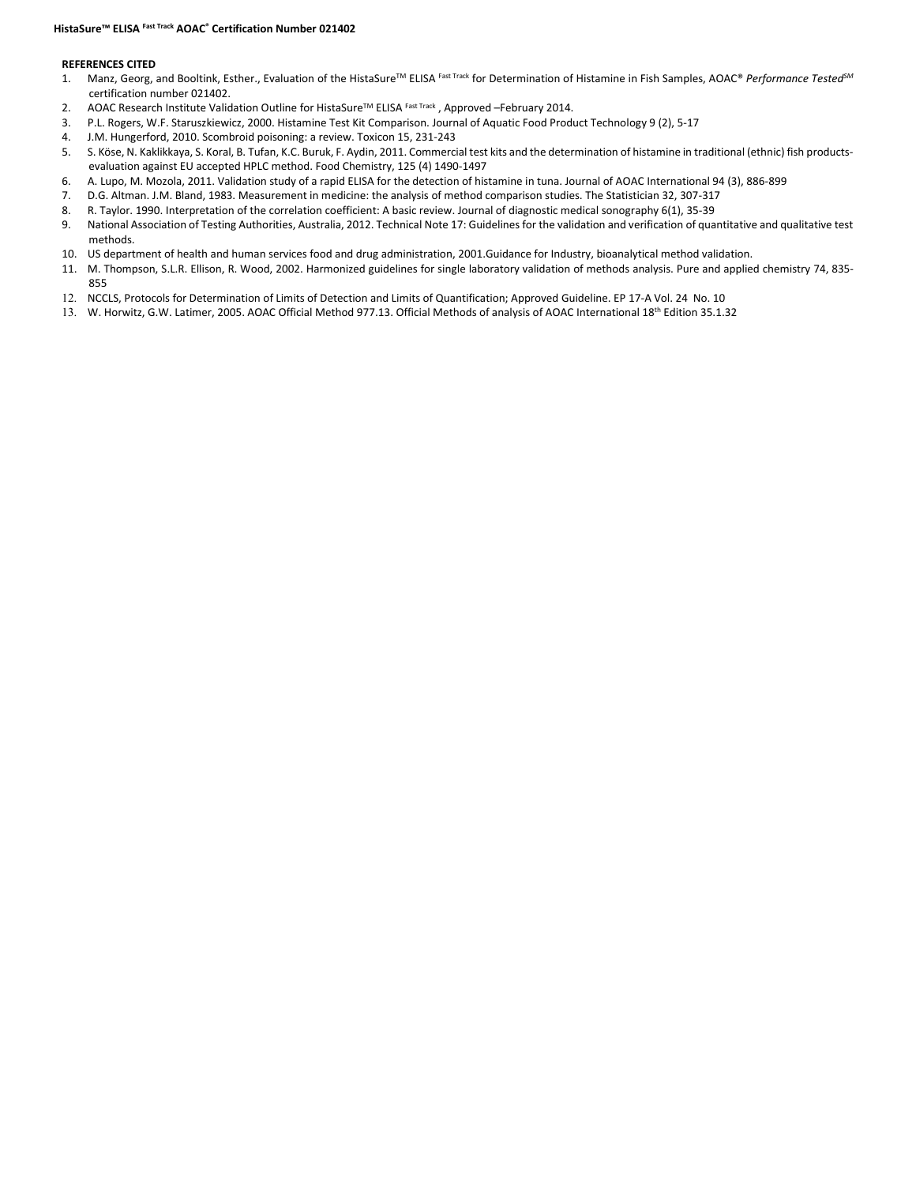**REFERENCES CITED**

1. Manz, Georg, and Booltink, Esther., Evaluation of the HistaSure™ ELISA Fast Track for Determination of Histamine in Fish Samples, AOAC® *Performance Tested*SM certification number 021402.
2. AOAC Research Institute Validation Outline for HistaSure™ ELISA Fast Track , Approved –February 2014.
3. P.L. Rogers, W.F. Staruszkiewicz, 2000. Histamine Test Kit Comparison. Journal of Aquatic Food Product Technology 9 (2), 5-17
4. J.M. Hungerford, 2010. Scombroid poisoning: a review. Toxicon 15, 231-243
5. S. Köse, N. Kaklikkaya, S. Koral, B. Tufan, K.C. Buruk, F. Aydin, 2011. Commercial test kits and the determination of histamine in traditional (ethnic) fish products-evaluation against EU accepted HPLC method. Food Chemistry, 125 (4) 1490-1497
6. A. Lupo, M. Mozola, 2011. Validation study of a rapid ELISA for the detection of histamine in tuna. Journal of AOAC International 94 (3), 886-899
7. D.G. Altman. J.M. Bland, 1983. Measurement in medicine: the analysis of method comparison studies. The Statistician 32, 307-317
8. R. Taylor. 1990. Interpretation of the correlation coefficient: A basic review. Journal of diagnostic medical sonography 6(1), 35-39
9. National Association of Testing Authorities, Australia, 2012. Technical Note 17: Guidelines for the validation and verification of quantitative and qualitative test methods.
10. US department of health and human services food and drug administration, 2001.Guidance for Industry, bioanalytical method validation.
11. M. Thompson, S.L.R. Ellison, R. Wood, 2002. Harmonized guidelines for single laboratory validation of methods analysis. Pure and applied chemistry 74, 835-855
12. NCCLS, Protocols for Determination of Limits of Detection and Limits of Quantification; Approved Guideline. EP 17-A Vol. 24 No. 10
13. W. Horwitz, G.W. Latimer, 2005. AOAC Official Method 977.13. Official Methods of analysis of AOAC International 18th Edition 35.1.32